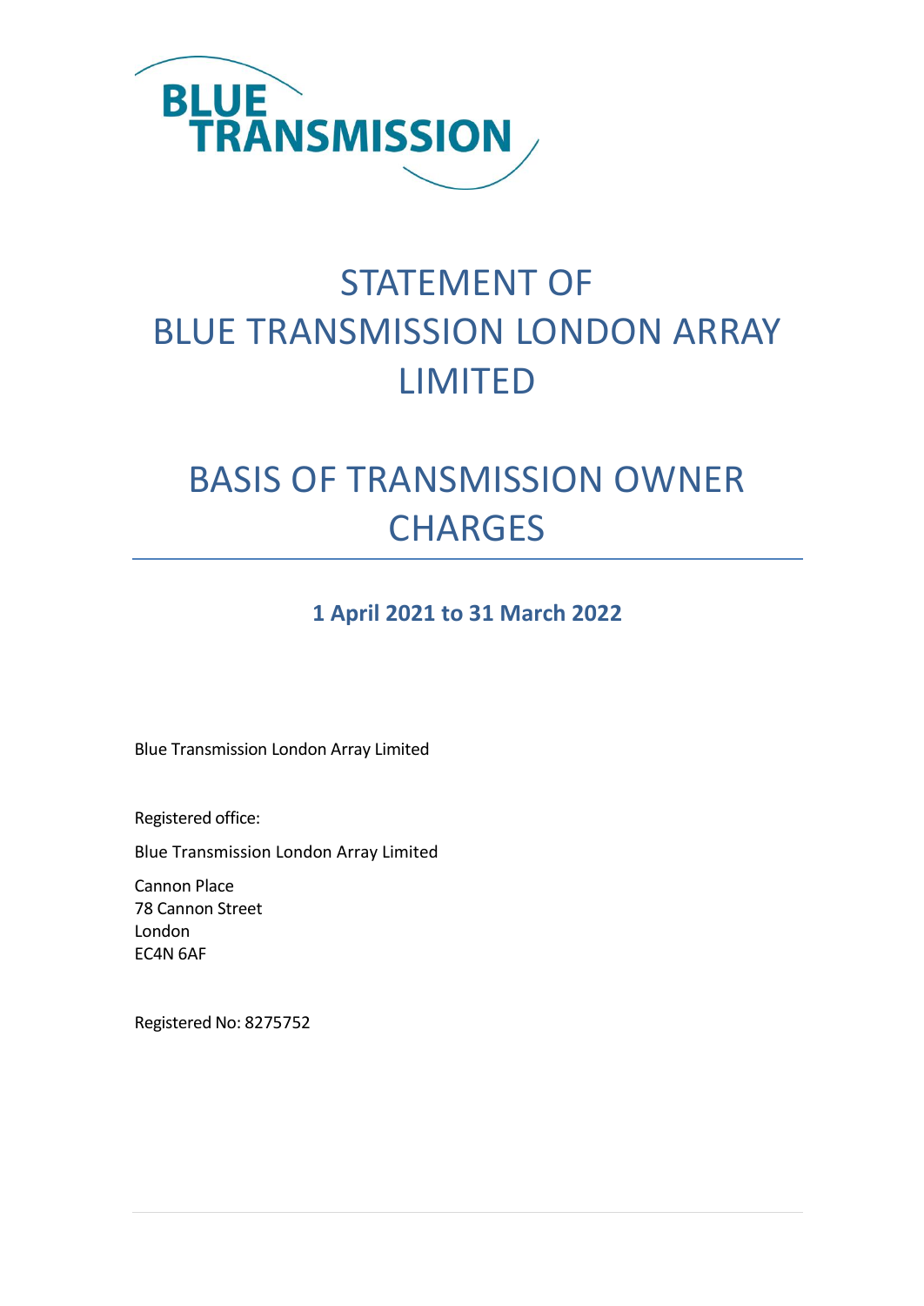BLUE TRANSMISSION

# STATEMENT OF BLUE TRANSMISSION LONDON ARRAY LIMITED

# BASIS OF TRANSMISSION OWNER CHARGES

**1 April 2021 to 31 March 2022**

Blue Transmission London Array Limited

Registered office:

Blue Transmission London Array Limited

Cannon Place
78 Cannon Street
London
EC4N 6AF

Registered No: 8275752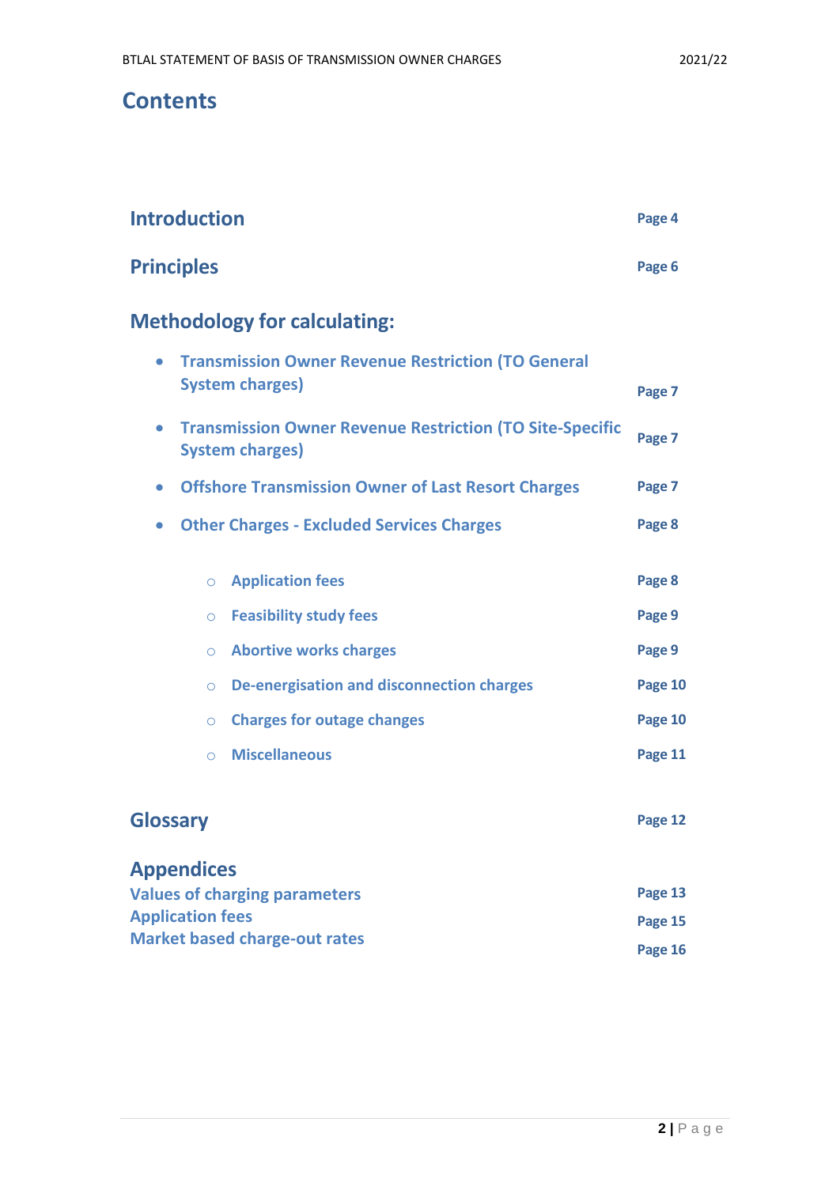# Contents

| | |
|---|---|
| **Introduction** | **Page 4** |
| **Principles** | **Page 6** |
| **Methodology for calculating:** | |
| • Transmission Owner Revenue Restriction (TO General System charges) | **Page 7** |
| • Transmission Owner Revenue Restriction (TO Site-Specific System charges) | **Page 7** |
| • Offshore Transmission Owner of Last Resort Charges | **Page 7** |
| • Other Charges - Excluded Services Charges | **Page 8** |
| ○ Application fees | **Page 8** |
| ○ Feasibility study fees | **Page 9** |
| ○ Abortive works charges | **Page 9** |
| ○ De-energisation and disconnection charges | **Page 10** |
| ○ Charges for outage changes | **Page 10** |
| ○ Miscellaneous | **Page 11** |
| **Glossary** | **Page 12** |
| **Appendices** | |
| Values of charging parameters | **Page 13** |
| Application fees | **Page 15** |
| Market based charge-out rates | **Page 16** |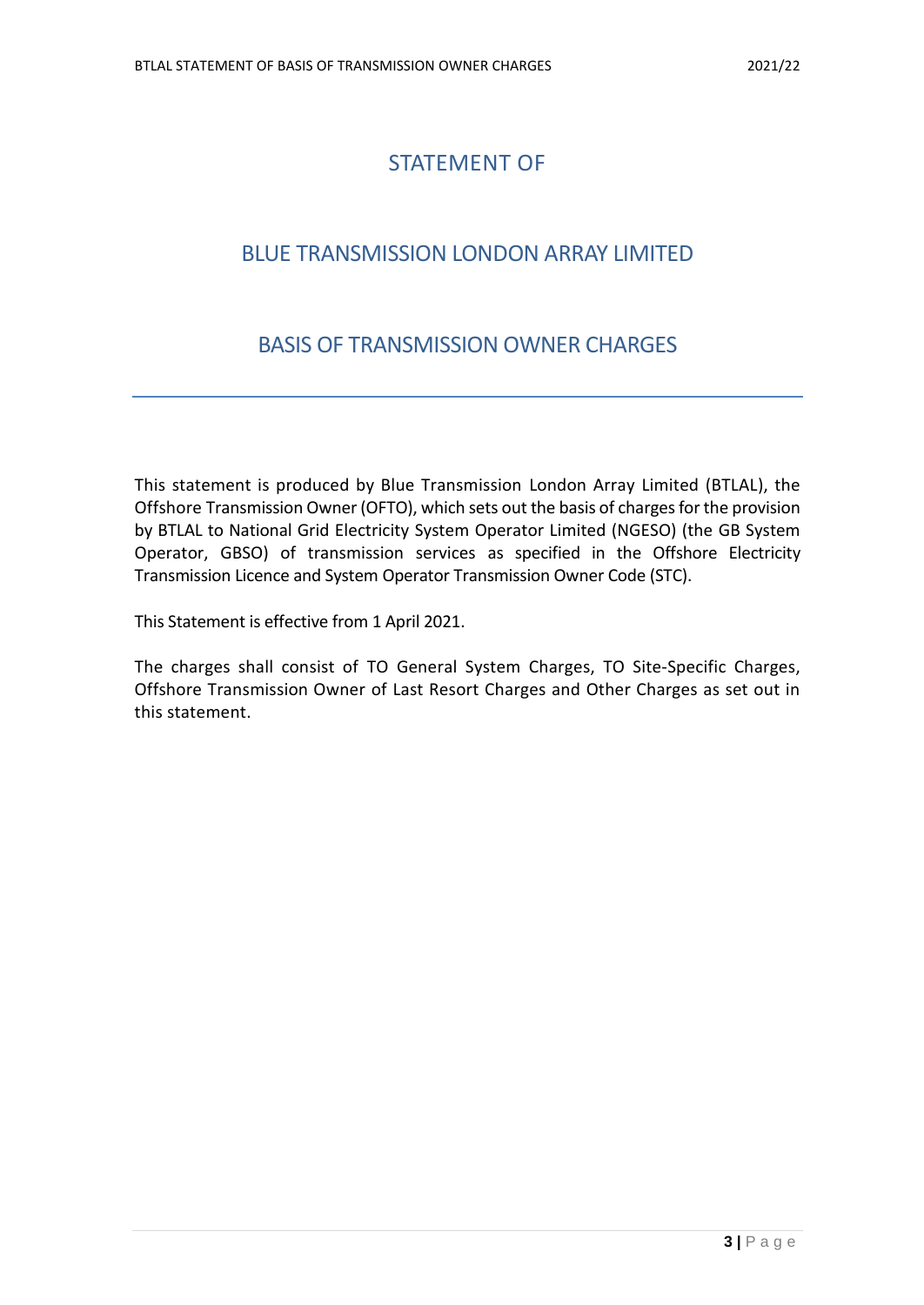# STATEMENT OF

# BLUE TRANSMISSION LONDON ARRAY LIMITED

# BASIS OF TRANSMISSION OWNER CHARGES

---

This statement is produced by Blue Transmission London Array Limited (BTLAL), the Offshore Transmission Owner (OFTO), which sets out the basis of charges for the provision by BTLAL to National Grid Electricity System Operator Limited (NGESO) (the GB System Operator, GBSO) of transmission services as specified in the Offshore Electricity Transmission Licence and System Operator Transmission Owner Code (STC).

This Statement is effective from 1 April 2021.

The charges shall consist of TO General System Charges, TO Site-Specific Charges, Offshore Transmission Owner of Last Resort Charges and Other Charges as set out in this statement.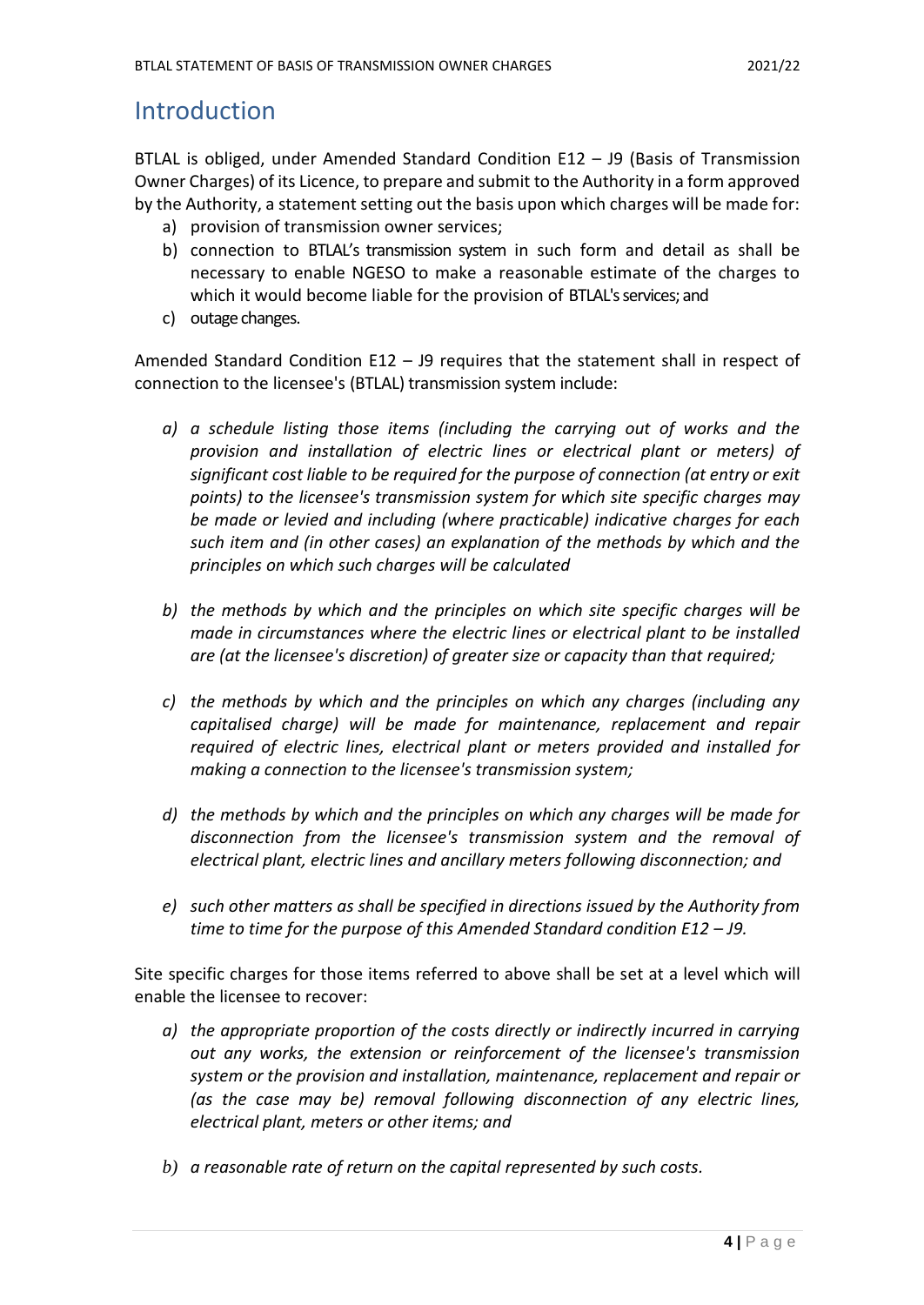# Introduction

BTLAL is obliged, under Amended Standard Condition E12 – J9 (Basis of Transmission Owner Charges) of its Licence, to prepare and submit to the Authority in a form approved by the Authority, a statement setting out the basis upon which charges will be made for:

a) provision of transmission owner services;
b) connection to BTLAL's transmission system in such form and detail as shall be necessary to enable NGESO to make a reasonable estimate of the charges to which it would become liable for the provision of BTLAL's services; and
c) outage changes.

Amended Standard Condition E12 – J9 requires that the statement shall in respect of connection to the licensee's (BTLAL) transmission system include:

*a) a schedule listing those items (including the carrying out of works and the provision and installation of electric lines or electrical plant or meters) of significant cost liable to be required for the purpose of connection (at entry or exit points) to the licensee's transmission system for which site specific charges may be made or levied and including (where practicable) indicative charges for each such item and (in other cases) an explanation of the methods by which and the principles on which such charges will be calculated*

*b) the methods by which and the principles on which site specific charges will be made in circumstances where the electric lines or electrical plant to be installed are (at the licensee's discretion) of greater size or capacity than that required;*

*c) the methods by which and the principles on which any charges (including any capitalised charge) will be made for maintenance, replacement and repair required of electric lines, electrical plant or meters provided and installed for making a connection to the licensee's transmission system;*

*d) the methods by which and the principles on which any charges will be made for disconnection from the licensee's transmission system and the removal of electrical plant, electric lines and ancillary meters following disconnection; and*

*e) such other matters as shall be specified in directions issued by the Authority from time to time for the purpose of this Amended Standard condition E12 – J9.*

Site specific charges for those items referred to above shall be set at a level which will enable the licensee to recover:

*a) the appropriate proportion of the costs directly or indirectly incurred in carrying out any works, the extension or reinforcement of the licensee's transmission system or the provision and installation, maintenance, replacement and repair or (as the case may be) removal following disconnection of any electric lines, electrical plant, meters or other items; and*

*b) a reasonable rate of return on the capital represented by such costs.*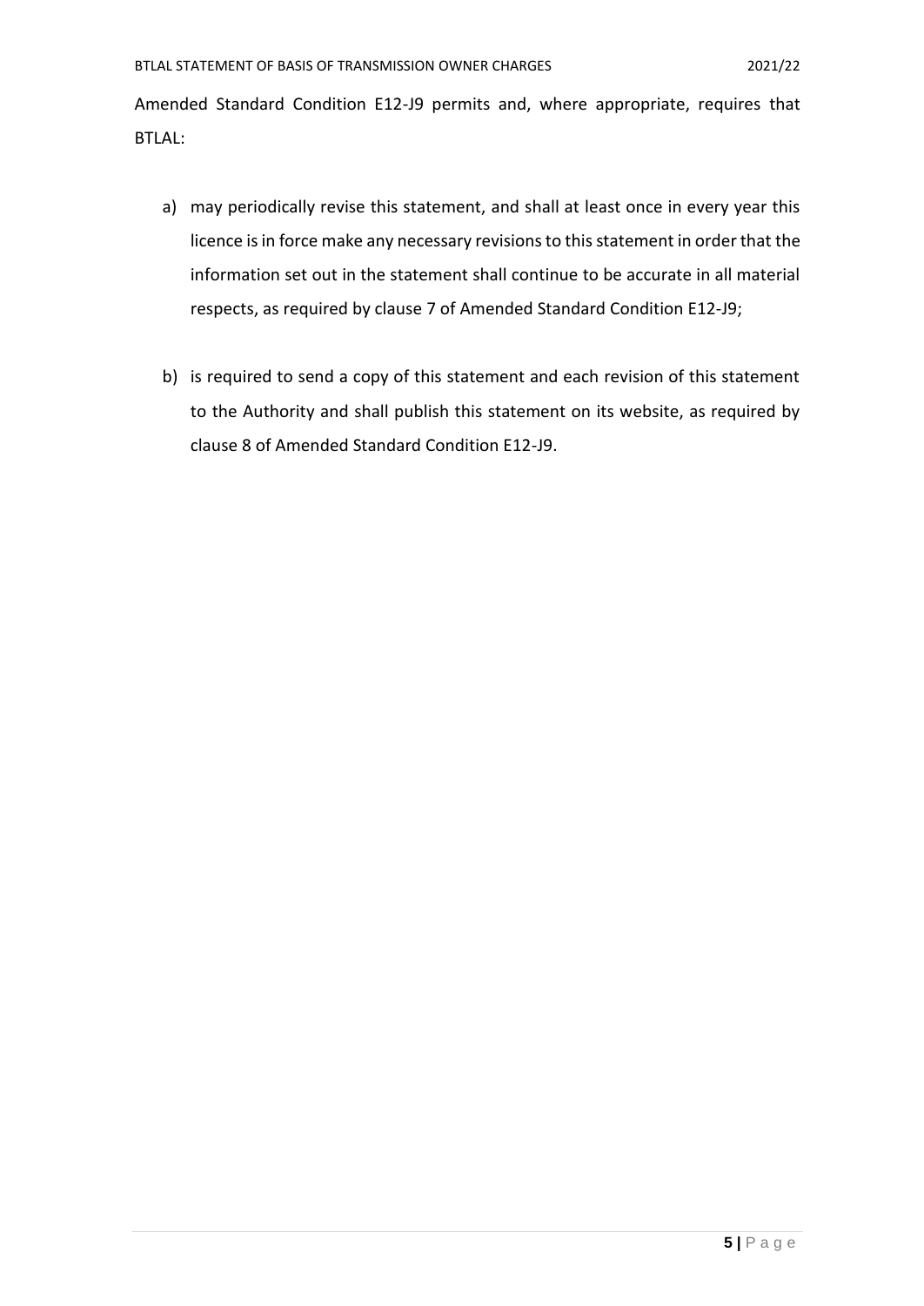Amended Standard Condition E12-J9 permits and, where appropriate, requires that BTLAL:

a) may periodically revise this statement, and shall at least once in every year this licence is in force make any necessary revisions to this statement in order that the information set out in the statement shall continue to be accurate in all material respects, as required by clause 7 of Amended Standard Condition E12-J9;

b) is required to send a copy of this statement and each revision of this statement to the Authority and shall publish this statement on its website, as required by clause 8 of Amended Standard Condition E12-J9.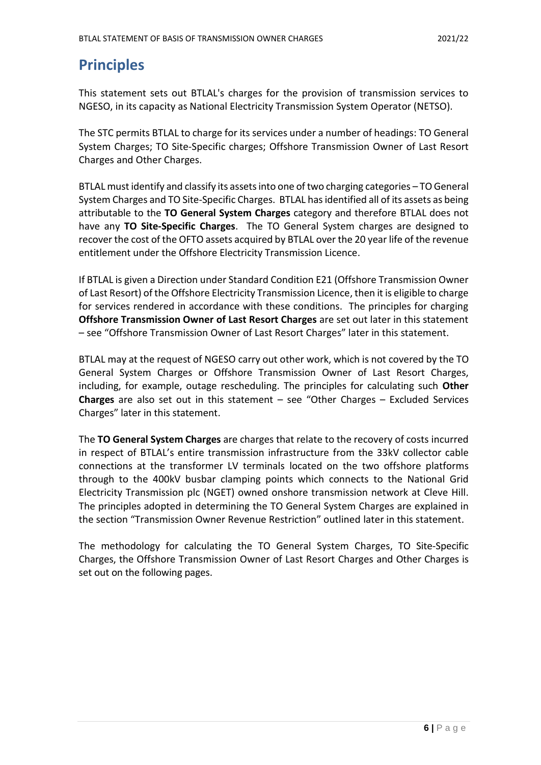# Principles

This statement sets out BTLAL's charges for the provision of transmission services to NGESO, in its capacity as National Electricity Transmission System Operator (NETSO).

The STC permits BTLAL to charge for its services under a number of headings: TO General System Charges; TO Site-Specific charges; Offshore Transmission Owner of Last Resort Charges and Other Charges.

BTLAL must identify and classify its assets into one of two charging categories – TO General System Charges and TO Site-Specific Charges. BTLAL has identified all of its assets as being attributable to the **TO General System Charges** category and therefore BTLAL does not have any **TO Site-Specific Charges**. The TO General System charges are designed to recover the cost of the OFTO assets acquired by BTLAL over the 20 year life of the revenue entitlement under the Offshore Electricity Transmission Licence.

If BTLAL is given a Direction under Standard Condition E21 (Offshore Transmission Owner of Last Resort) of the Offshore Electricity Transmission Licence, then it is eligible to charge for services rendered in accordance with these conditions. The principles for charging **Offshore Transmission Owner of Last Resort Charges** are set out later in this statement – see "Offshore Transmission Owner of Last Resort Charges" later in this statement.

BTLAL may at the request of NGESO carry out other work, which is not covered by the TO General System Charges or Offshore Transmission Owner of Last Resort Charges, including, for example, outage rescheduling. The principles for calculating such **Other Charges** are also set out in this statement – see "Other Charges – Excluded Services Charges" later in this statement.

The **TO General System Charges** are charges that relate to the recovery of costs incurred in respect of BTLAL's entire transmission infrastructure from the 33kV collector cable connections at the transformer LV terminals located on the two offshore platforms through to the 400kV busbar clamping points which connects to the National Grid Electricity Transmission plc (NGET) owned onshore transmission network at Cleve Hill. The principles adopted in determining the TO General System Charges are explained in the section "Transmission Owner Revenue Restriction" outlined later in this statement.

The methodology for calculating the TO General System Charges, TO Site-Specific Charges, the Offshore Transmission Owner of Last Resort Charges and Other Charges is set out on the following pages.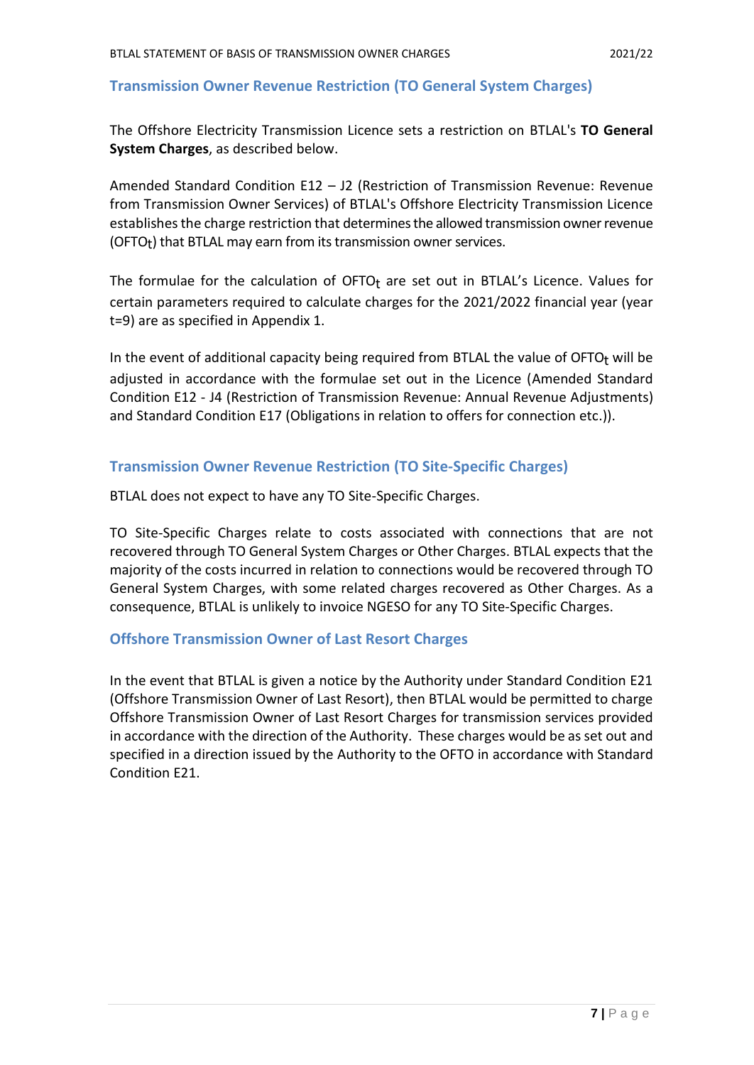## Transmission Owner Revenue Restriction (TO General System Charges)

The Offshore Electricity Transmission Licence sets a restriction on BTLAL's **TO General System Charges**, as described below.

Amended Standard Condition E12 – J2 (Restriction of Transmission Revenue: Revenue from Transmission Owner Services) of BTLAL's Offshore Electricity Transmission Licence establishes the charge restriction that determines the allowed transmission owner revenue ($OFTO_t$) that BTLAL may earn from its transmission owner services.

The formulae for the calculation of $OFTO_t$ are set out in BTLAL's Licence. Values for certain parameters required to calculate charges for the 2021/2022 financial year (year t=9) are as specified in Appendix 1.

In the event of additional capacity being required from BTLAL the value of $OFTO_t$ will be adjusted in accordance with the formulae set out in the Licence (Amended Standard Condition E12 - J4 (Restriction of Transmission Revenue: Annual Revenue Adjustments) and Standard Condition E17 (Obligations in relation to offers for connection etc.)).

## Transmission Owner Revenue Restriction (TO Site-Specific Charges)

BTLAL does not expect to have any TO Site-Specific Charges.

TO Site-Specific Charges relate to costs associated with connections that are not recovered through TO General System Charges or Other Charges. BTLAL expects that the majority of the costs incurred in relation to connections would be recovered through TO General System Charges, with some related charges recovered as Other Charges. As a consequence, BTLAL is unlikely to invoice NGESO for any TO Site-Specific Charges.

## Offshore Transmission Owner of Last Resort Charges

In the event that BTLAL is given a notice by the Authority under Standard Condition E21 (Offshore Transmission Owner of Last Resort), then BTLAL would be permitted to charge Offshore Transmission Owner of Last Resort Charges for transmission services provided in accordance with the direction of the Authority. These charges would be as set out and specified in a direction issued by the Authority to the OFTO in accordance with Standard Condition E21.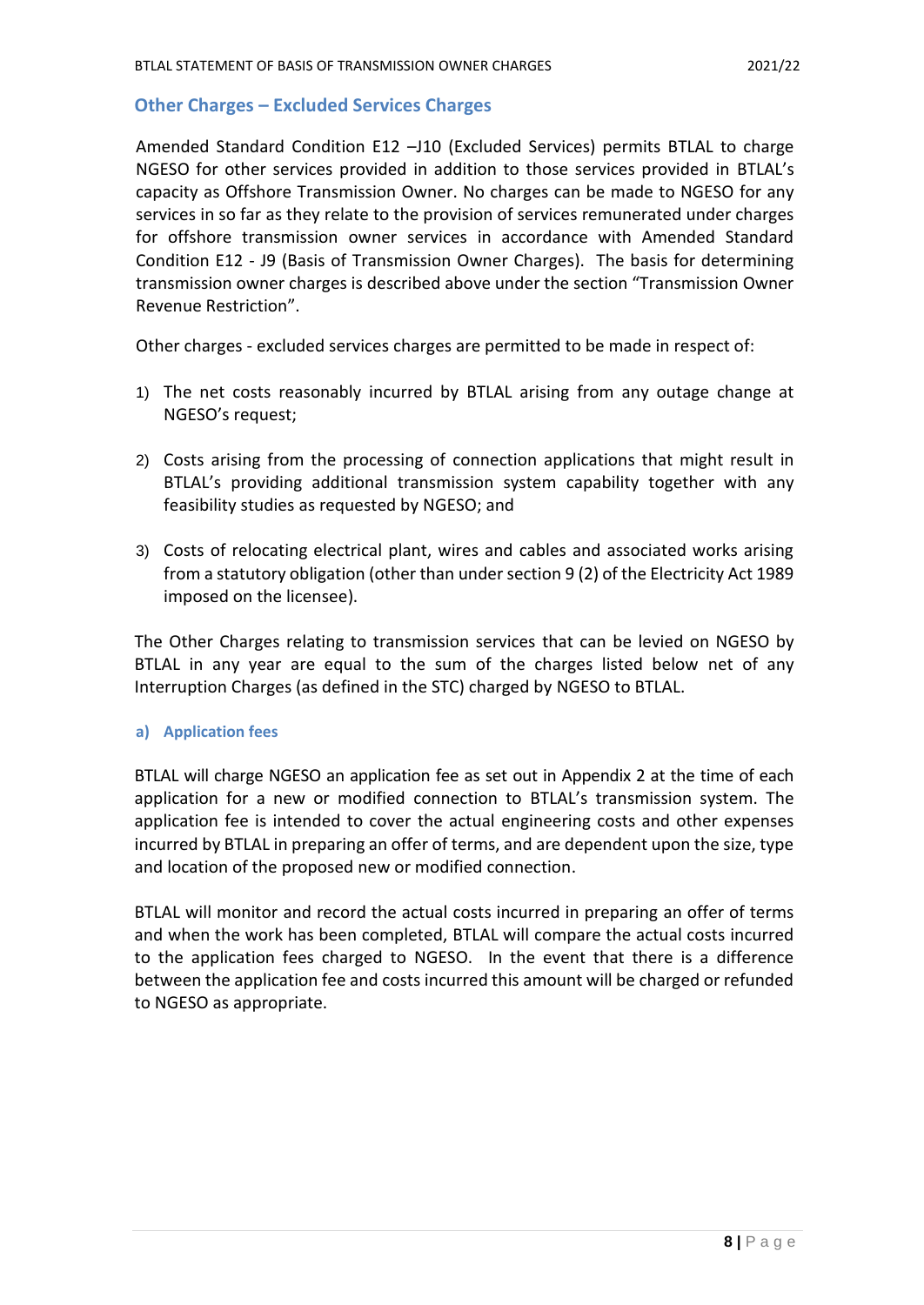## Other Charges – Excluded Services Charges

Amended Standard Condition E12 –J10 (Excluded Services) permits BTLAL to charge NGESO for other services provided in addition to those services provided in BTLAL's capacity as Offshore Transmission Owner. No charges can be made to NGESO for any services in so far as they relate to the provision of services remunerated under charges for offshore transmission owner services in accordance with Amended Standard Condition E12 - J9 (Basis of Transmission Owner Charges). The basis for determining transmission owner charges is described above under the section "Transmission Owner Revenue Restriction".

Other charges - excluded services charges are permitted to be made in respect of:

1) The net costs reasonably incurred by BTLAL arising from any outage change at NGESO's request;

2) Costs arising from the processing of connection applications that might result in BTLAL's providing additional transmission system capability together with any feasibility studies as requested by NGESO; and

3) Costs of relocating electrical plant, wires and cables and associated works arising from a statutory obligation (other than under section 9 (2) of the Electricity Act 1989 imposed on the licensee).

The Other Charges relating to transmission services that can be levied on NGESO by BTLAL in any year are equal to the sum of the charges listed below net of any Interruption Charges (as defined in the STC) charged by NGESO to BTLAL.

### a) Application fees

BTLAL will charge NGESO an application fee as set out in Appendix 2 at the time of each application for a new or modified connection to BTLAL's transmission system. The application fee is intended to cover the actual engineering costs and other expenses incurred by BTLAL in preparing an offer of terms, and are dependent upon the size, type and location of the proposed new or modified connection.

BTLAL will monitor and record the actual costs incurred in preparing an offer of terms and when the work has been completed, BTLAL will compare the actual costs incurred to the application fees charged to NGESO. In the event that there is a difference between the application fee and costs incurred this amount will be charged or refunded to NGESO as appropriate.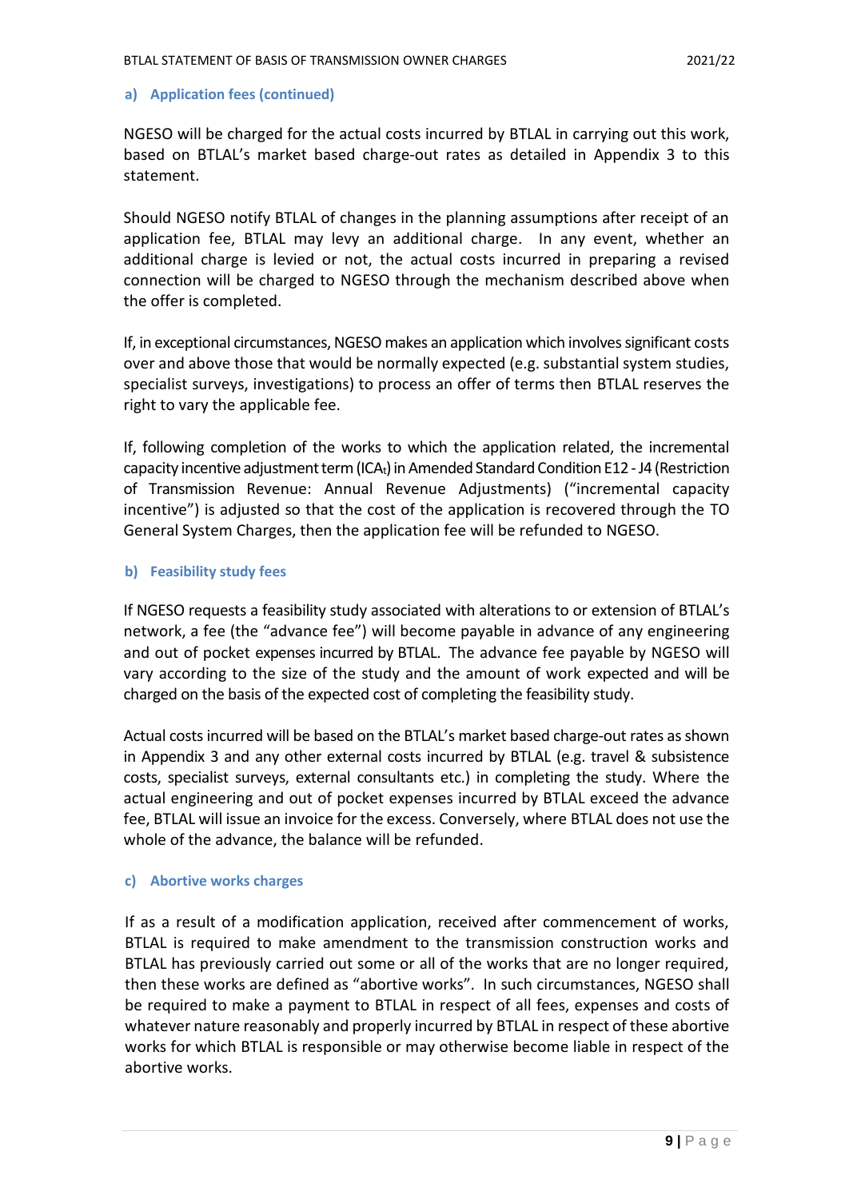### a) Application fees (continued)

NGESO will be charged for the actual costs incurred by BTLAL in carrying out this work, based on BTLAL's market based charge-out rates as detailed in Appendix 3 to this statement.

Should NGESO notify BTLAL of changes in the planning assumptions after receipt of an application fee, BTLAL may levy an additional charge. In any event, whether an additional charge is levied or not, the actual costs incurred in preparing a revised connection will be charged to NGESO through the mechanism described above when the offer is completed.

If, in exceptional circumstances, NGESO makes an application which involves significant costs over and above those that would be normally expected (e.g. substantial system studies, specialist surveys, investigations) to process an offer of terms then BTLAL reserves the right to vary the applicable fee.

If, following completion of the works to which the application related, the incremental capacity incentive adjustment term ($ICA_t$) in Amended Standard Condition E12 - J4 (Restriction of Transmission Revenue: Annual Revenue Adjustments) ("incremental capacity incentive") is adjusted so that the cost of the application is recovered through the TO General System Charges, then the application fee will be refunded to NGESO.

### b) Feasibility study fees

If NGESO requests a feasibility study associated with alterations to or extension of BTLAL's network, a fee (the "advance fee") will become payable in advance of any engineering and out of pocket expenses incurred by BTLAL. The advance fee payable by NGESO will vary according to the size of the study and the amount of work expected and will be charged on the basis of the expected cost of completing the feasibility study.

Actual costs incurred will be based on the BTLAL's market based charge-out rates as shown in Appendix 3 and any other external costs incurred by BTLAL (e.g. travel & subsistence costs, specialist surveys, external consultants etc.) in completing the study. Where the actual engineering and out of pocket expenses incurred by BTLAL exceed the advance fee, BTLAL will issue an invoice for the excess. Conversely, where BTLAL does not use the whole of the advance, the balance will be refunded.

### c) Abortive works charges

If as a result of a modification application, received after commencement of works, BTLAL is required to make amendment to the transmission construction works and BTLAL has previously carried out some or all of the works that are no longer required, then these works are defined as "abortive works". In such circumstances, NGESO shall be required to make a payment to BTLAL in respect of all fees, expenses and costs of whatever nature reasonably and properly incurred by BTLAL in respect of these abortive works for which BTLAL is responsible or may otherwise become liable in respect of the abortive works.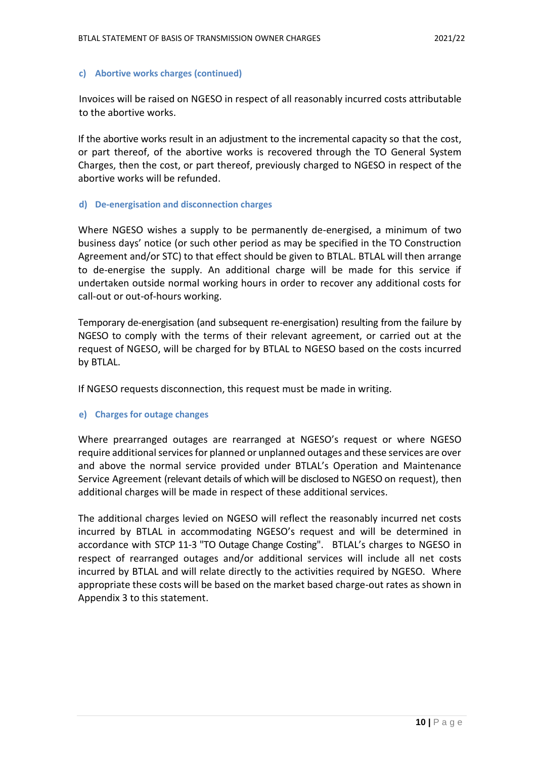#### c) Abortive works charges (continued)

Invoices will be raised on NGESO in respect of all reasonably incurred costs attributable to the abortive works.

If the abortive works result in an adjustment to the incremental capacity so that the cost, or part thereof, of the abortive works is recovered through the TO General System Charges, then the cost, or part thereof, previously charged to NGESO in respect of the abortive works will be refunded.

#### d) De-energisation and disconnection charges

Where NGESO wishes a supply to be permanently de-energised, a minimum of two business days' notice (or such other period as may be specified in the TO Construction Agreement and/or STC) to that effect should be given to BTLAL. BTLAL will then arrange to de-energise the supply. An additional charge will be made for this service if undertaken outside normal working hours in order to recover any additional costs for call-out or out-of-hours working.

Temporary de-energisation (and subsequent re-energisation) resulting from the failure by NGESO to comply with the terms of their relevant agreement, or carried out at the request of NGESO, will be charged for by BTLAL to NGESO based on the costs incurred by BTLAL.

If NGESO requests disconnection, this request must be made in writing.

#### e) Charges for outage changes

Where prearranged outages are rearranged at NGESO's request or where NGESO require additional services for planned or unplanned outages and these services are over and above the normal service provided under BTLAL's Operation and Maintenance Service Agreement (relevant details of which will be disclosed to NGESO on request), then additional charges will be made in respect of these additional services.

The additional charges levied on NGESO will reflect the reasonably incurred net costs incurred by BTLAL in accommodating NGESO's request and will be determined in accordance with STCP 11-3 "TO Outage Change Costing". BTLAL's charges to NGESO in respect of rearranged outages and/or additional services will include all net costs incurred by BTLAL and will relate directly to the activities required by NGESO. Where appropriate these costs will be based on the market based charge-out rates as shown in Appendix 3 to this statement.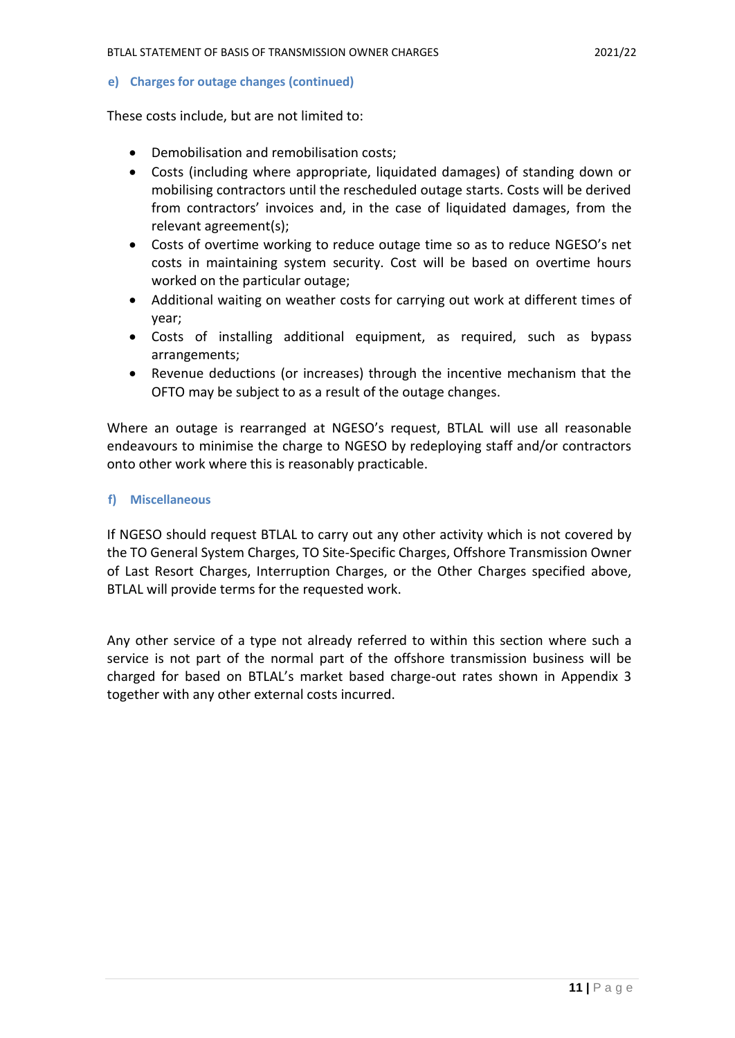### e) Charges for outage changes (continued)

These costs include, but are not limited to:

- Demobilisation and remobilisation costs;
- Costs (including where appropriate, liquidated damages) of standing down or mobilising contractors until the rescheduled outage starts. Costs will be derived from contractors' invoices and, in the case of liquidated damages, from the relevant agreement(s);
- Costs of overtime working to reduce outage time so as to reduce NGESO's net costs in maintaining system security. Cost will be based on overtime hours worked on the particular outage;
- Additional waiting on weather costs for carrying out work at different times of year;
- Costs of installing additional equipment, as required, such as bypass arrangements;
- Revenue deductions (or increases) through the incentive mechanism that the OFTO may be subject to as a result of the outage changes.

Where an outage is rearranged at NGESO's request, BTLAL will use all reasonable endeavours to minimise the charge to NGESO by redeploying staff and/or contractors onto other work where this is reasonably practicable.

### f) Miscellaneous

If NGESO should request BTLAL to carry out any other activity which is not covered by the TO General System Charges, TO Site-Specific Charges, Offshore Transmission Owner of Last Resort Charges, Interruption Charges, or the Other Charges specified above, BTLAL will provide terms for the requested work.

Any other service of a type not already referred to within this section where such a service is not part of the normal part of the offshore transmission business will be charged for based on BTLAL's market based charge-out rates shown in Appendix 3 together with any other external costs incurred.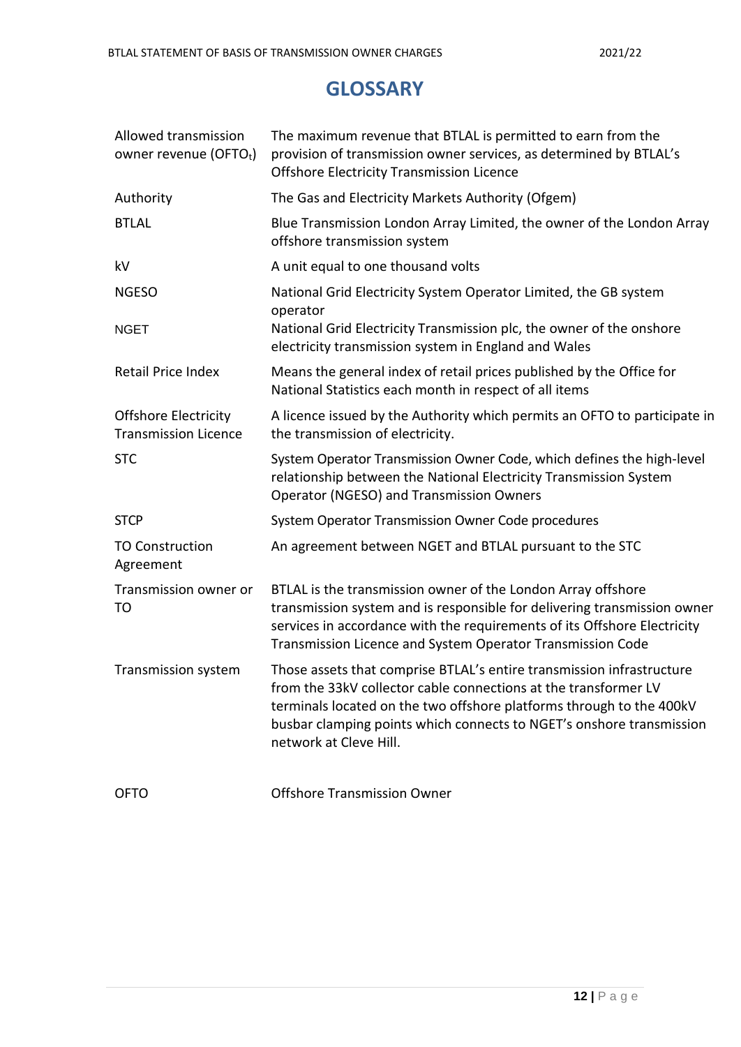# GLOSSARY

| | |
|---|---|
| Allowed transmission owner revenue ($OFTO_t$) | The maximum revenue that BTLAL is permitted to earn from the provision of transmission owner services, as determined by BTLAL's Offshore Electricity Transmission Licence |
| Authority | The Gas and Electricity Markets Authority (Ofgem) |
| BTLAL | Blue Transmission London Array Limited, the owner of the London Array offshore transmission system |
| kV | A unit equal to one thousand volts |
| NGESO | National Grid Electricity System Operator Limited, the GB system operator |
| NGET | National Grid Electricity Transmission plc, the owner of the onshore electricity transmission system in England and Wales |
| Retail Price Index | Means the general index of retail prices published by the Office for National Statistics each month in respect of all items |
| Offshore Electricity Transmission Licence | A licence issued by the Authority which permits an OFTO to participate in the transmission of electricity. |
| STC | System Operator Transmission Owner Code, which defines the high-level relationship between the National Electricity Transmission System Operator (NGESO) and Transmission Owners |
| STCP | System Operator Transmission Owner Code procedures |
| TO Construction Agreement | An agreement between NGET and BTLAL pursuant to the STC |
| Transmission owner or TO | BTLAL is the transmission owner of the London Array offshore transmission system and is responsible for delivering transmission owner services in accordance with the requirements of its Offshore Electricity Transmission Licence and System Operator Transmission Code |
| Transmission system | Those assets that comprise BTLAL's entire transmission infrastructure from the 33kV collector cable connections at the transformer LV terminals located on the two offshore platforms through to the 400kV busbar clamping points which connects to NGET's onshore transmission network at Cleve Hill. |
| OFTO | Offshore Transmission Owner |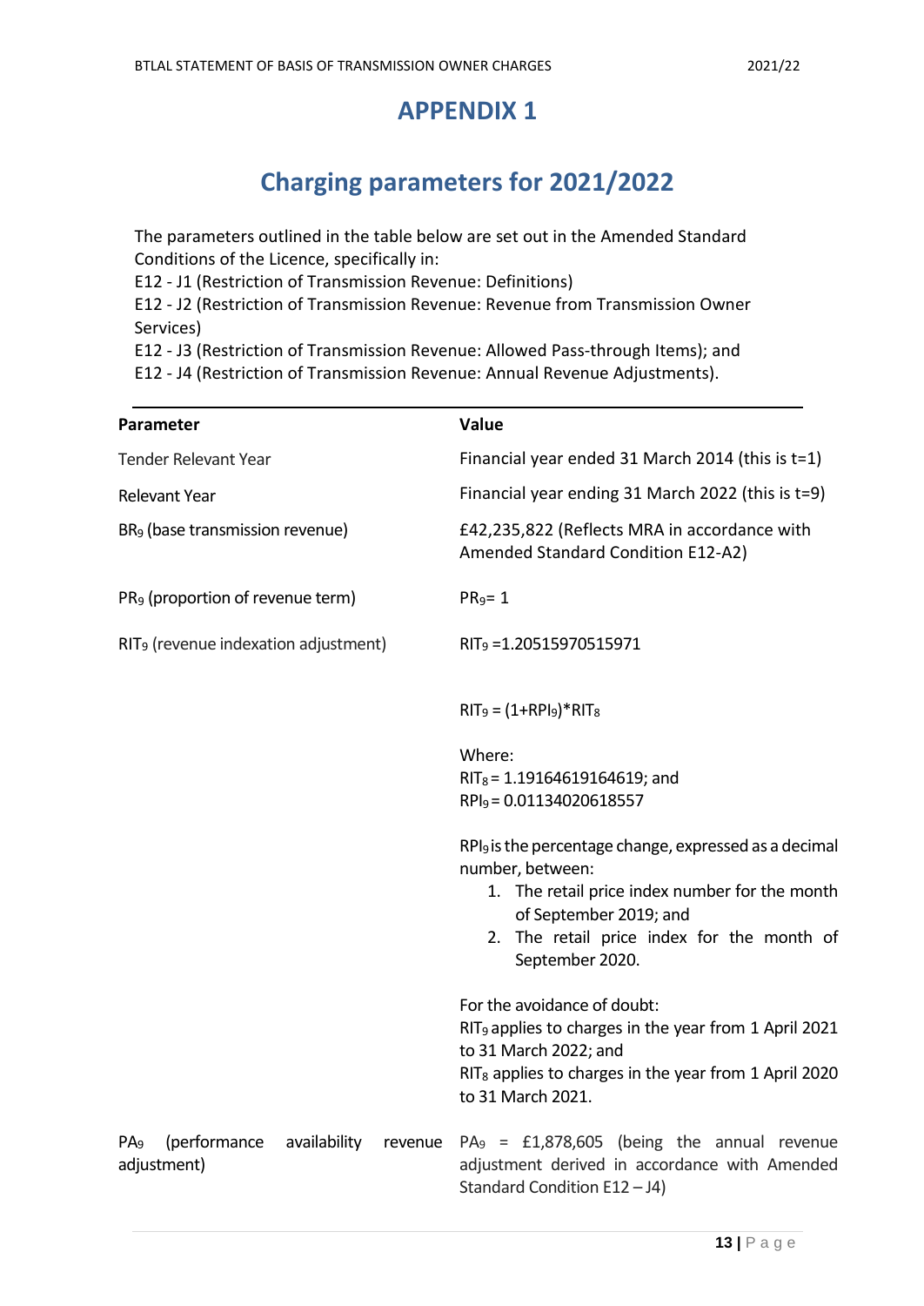# APPENDIX 1

## Charging parameters for 2021/2022

The parameters outlined in the table below are set out in the Amended Standard Conditions of the Licence, specifically in:
E12 - J1 (Restriction of Transmission Revenue: Definitions)
E12 - J2 (Restriction of Transmission Revenue: Revenue from Transmission Owner Services)
E12 - J3 (Restriction of Transmission Revenue: Allowed Pass-through Items); and
E12 - J4 (Restriction of Transmission Revenue: Annual Revenue Adjustments).

| Parameter | Value |
|---|---|
| Tender Relevant Year | Financial year ended 31 March 2014 (this is t=1) |
| Relevant Year | Financial year ending 31 March 2022 (this is t=9) |
| $BR_9$ (base transmission revenue) | £42,235,822 (Reflects MRA in accordance with Amended Standard Condition E12-A2) |
| $PR_9$ (proportion of revenue term) | $PR_9 = 1$ |
| $RIT_9$ (revenue indexation adjustment) | $RIT_9 = 1.20515970515971$<br><br>$RIT_9 = (1+RPI_9)*RIT_8$<br><br>Where:<br>$RIT_8 = 1.19164619164619$; and<br>$RPI_9 = 0.01134020618557$<br><br>$RPI_9$ is the percentage change, expressed as a decimal number, between:<br>1. The retail price index number for the month of September 2019; and<br>2. The retail price index for the month of September 2020.<br><br>For the avoidance of doubt:<br>$RIT_9$ applies to charges in the year from 1 April 2021 to 31 March 2022; and<br>$RIT_8$ applies to charges in the year from 1 April 2020 to 31 March 2021. |
| $PA_9$ (performance availability revenue adjustment) | $PA_9$ = £1,878,605 (being the annual revenue adjustment derived in accordance with Amended Standard Condition E12 – J4) |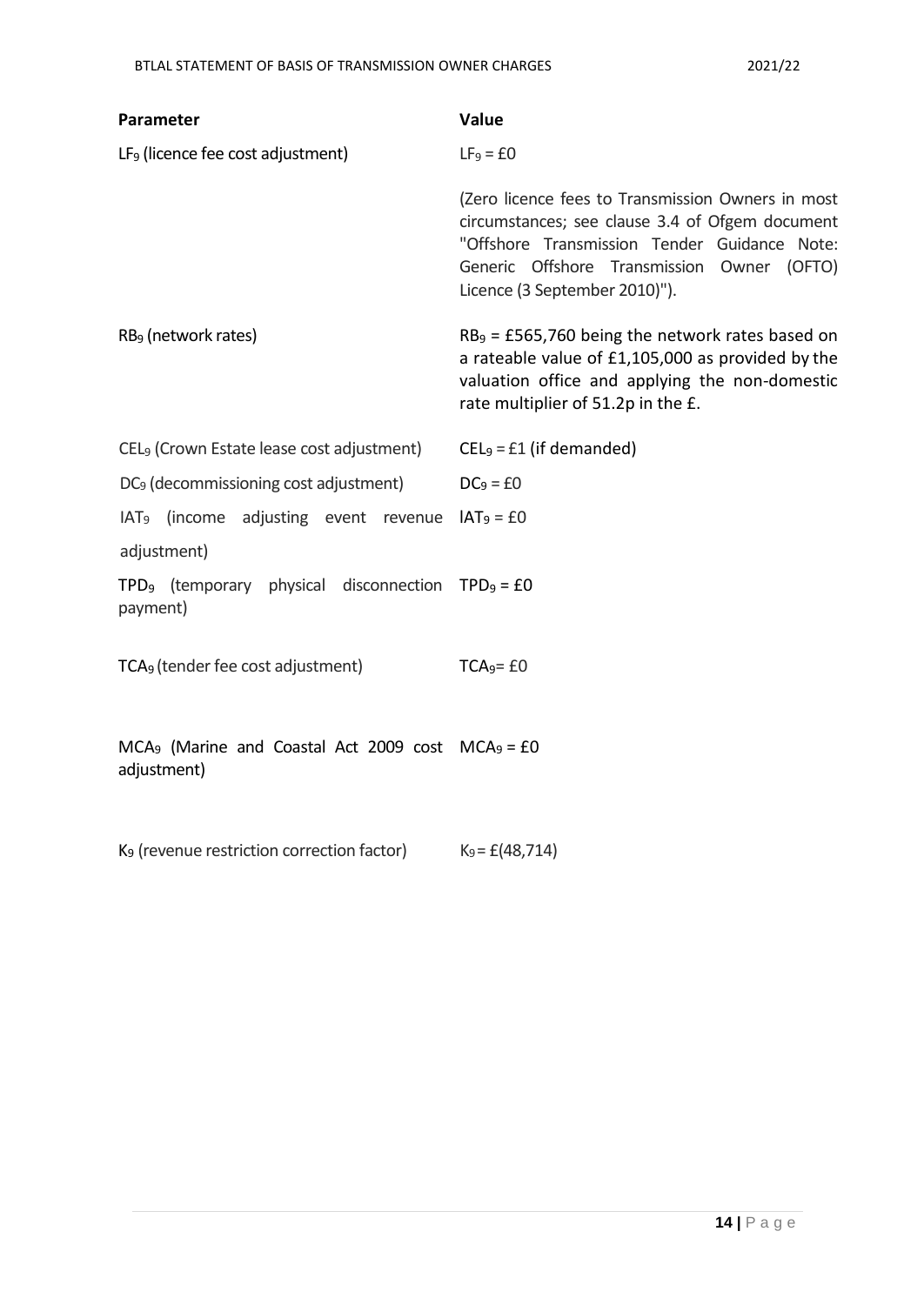| Parameter | Value |
|---|---|
| $LF_9$ (licence fee cost adjustment) | $LF_9$ = £0<br><br>(Zero licence fees to Transmission Owners in most circumstances; see clause 3.4 of Ofgem document "Offshore Transmission Tender Guidance Note: Generic Offshore Transmission Owner (OFTO) Licence (3 September 2010)"). |
| $RB_9$ (network rates) | $RB_9$ = £565,760 being the network rates based on a rateable value of £1,105,000 as provided by the valuation office and applying the non-domestic rate multiplier of 51.2p in the £. |
| $CEL_9$ (Crown Estate lease cost adjustment) | $CEL_9$ = £1 (if demanded) |
| $DC_9$ (decommissioning cost adjustment) | $DC_9$ = £0 |
| $IAT_9$ (income adjusting event revenue adjustment) | $IAT_9$ = £0 |
| $TPD_9$ (temporary physical disconnection payment) | $TPD_9$ = £0 |
| $TCA_9$ (tender fee cost adjustment) | $TCA_9$= £0 |
| $MCA_9$ (Marine and Coastal Act 2009 cost adjustment) | $MCA_9$ = £0 |
| $K_9$ (revenue restriction correction factor) | $K_9$ = £(48,714) |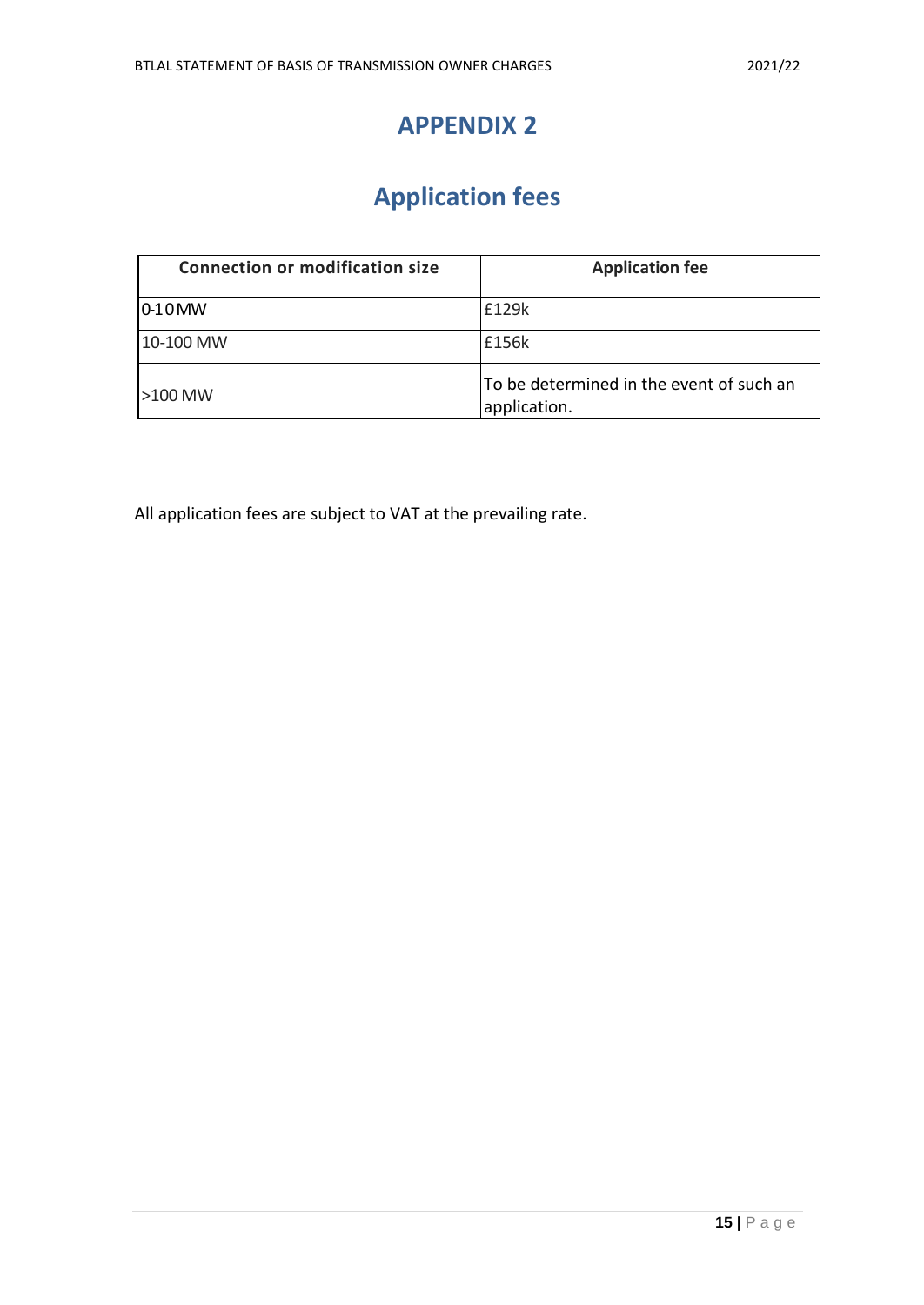# APPENDIX 2

## Application fees

| Connection or modification size | Application fee |
|---|---|
| 0-10 MW | £129k |
| 10-100 MW | £156k |
| >100 MW | To be determined in the event of such an application. |

All application fees are subject to VAT at the prevailing rate.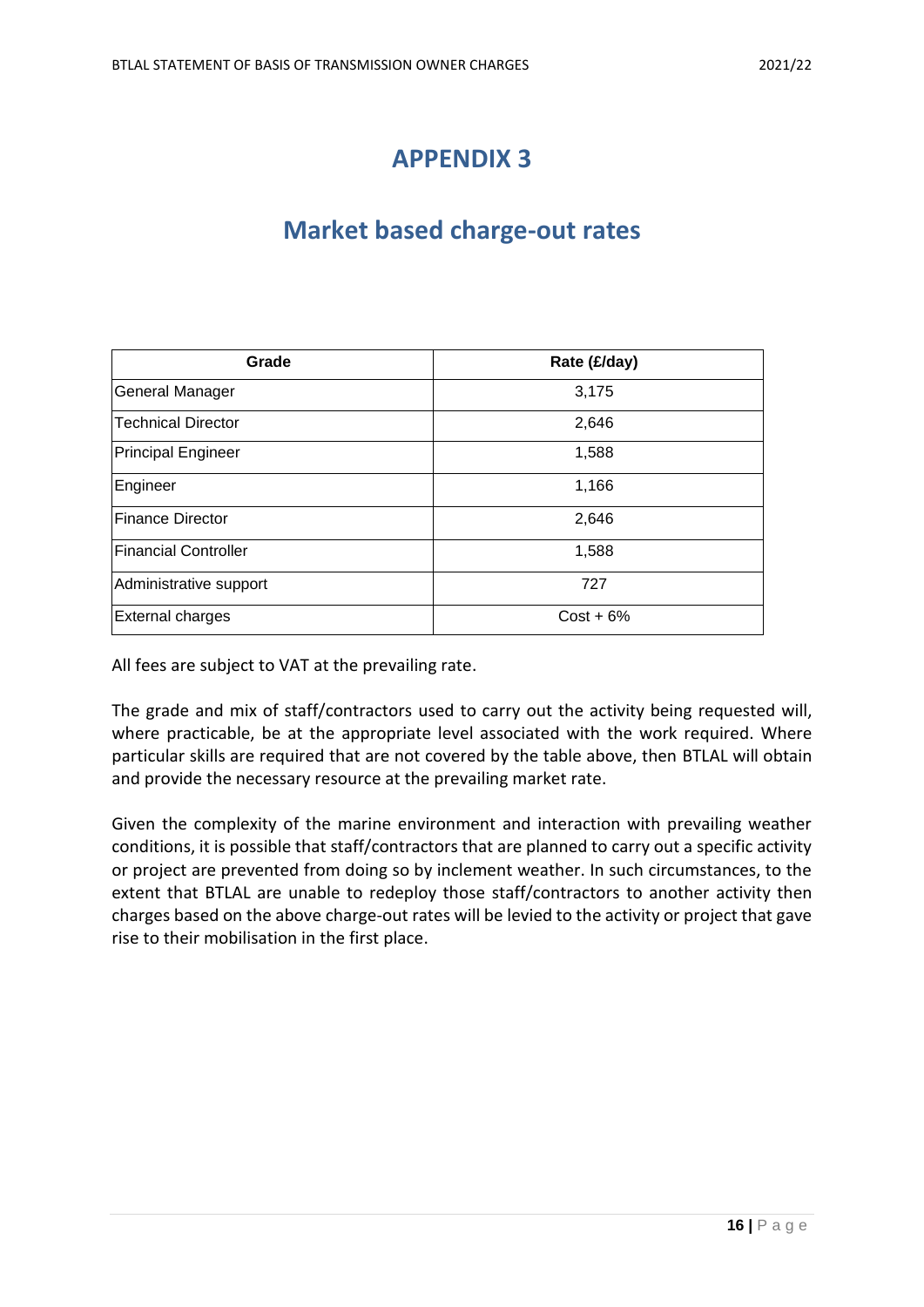# APPENDIX 3

## Market based charge-out rates

| Grade | Rate (£/day) |
|---|---|
| General Manager | 3,175 |
| Technical Director | 2,646 |
| Principal Engineer | 1,588 |
| Engineer | 1,166 |
| Finance Director | 2,646 |
| Financial Controller | 1,588 |
| Administrative support | 727 |
| External charges | Cost + 6% |

All fees are subject to VAT at the prevailing rate.

The grade and mix of staff/contractors used to carry out the activity being requested will, where practicable, be at the appropriate level associated with the work required. Where particular skills are required that are not covered by the table above, then BTLAL will obtain and provide the necessary resource at the prevailing market rate.

Given the complexity of the marine environment and interaction with prevailing weather conditions, it is possible that staff/contractors that are planned to carry out a specific activity or project are prevented from doing so by inclement weather. In such circumstances, to the extent that BTLAL are unable to redeploy those staff/contractors to another activity then charges based on the above charge-out rates will be levied to the activity or project that gave rise to their mobilisation in the first place.